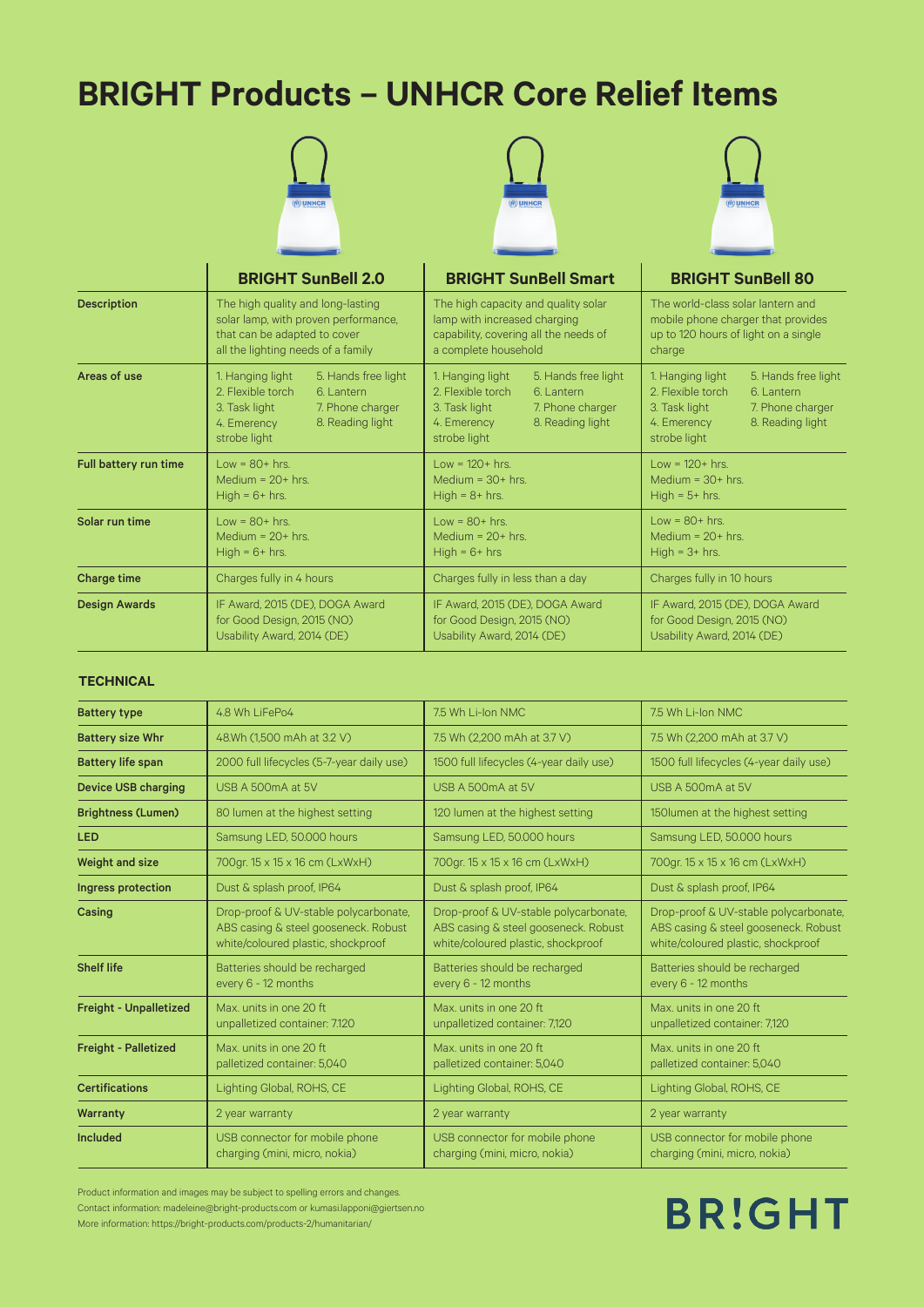# BRIGHT Products – UNHCR Core Relief Items

| | BRIGHT SunBell 2.0 | BRIGHT SunBell Smart | BRIGHT SunBell 80 |
|---|---|---|---|
| **Description** | The high quality and long-lasting solar lamp, with proven performance, that can be adapted to cover all the lighting needs of a family | The high capacity and quality solar lamp with increased charging capability, covering all the needs of a complete household | The world-class solar lantern and mobile phone charger that provides up to 120 hours of light on a single charge |
| **Areas of use** | 1. Hanging light 2. Flexible torch 3. Task light 4. Emerency strobe light 5. Hands free light 6. Lantern 7. Phone charger 8. Reading light | 1. Hanging light 2. Flexible torch 3. Task light 4. Emerency strobe light 5. Hands free light 6. Lantern 7. Phone charger 8. Reading light | 1. Hanging light 2. Flexible torch 3. Task light 4. Emerency strobe light 5. Hands free light 6. Lantern 7. Phone charger 8. Reading light |
| **Full battery run time** | Low = 80+ hrs. Medium = 20+ hrs. High = 6+ hrs. | Low = 120+ hrs. Medium = 30+ hrs. High = 8+ hrs. | Low = 120+ hrs. Medium = 30+ hrs. High = 5+ hrs. |
| **Solar run time** | Low = 80+ hrs. Medium = 20+ hrs. High = 6+ hrs. | Low = 80+ hrs. Medium = 20+ hrs. High = 6+ hrs | Low = 80+ hrs. Medium = 20+ hrs. High = 3+ hrs. |
| **Charge time** | Charges fully in 4 hours | Charges fully in less than a day | Charges fully in 10 hours |
| **Design Awards** | IF Award, 2015 (DE), DOGA Award for Good Design, 2015 (NO) Usability Award, 2014 (DE) | IF Award, 2015 (DE), DOGA Award for Good Design, 2015 (NO) Usability Award, 2014 (DE) | IF Award, 2015 (DE), DOGA Award for Good Design, 2015 (NO) Usability Award, 2014 (DE) |

### TECHNICAL

| | | | |
|---|---|---|---|
| **Battery type** | 4.8 Wh LiFePo4 | 7.5 Wh Li-Ion NMC | 7.5 Wh Li-Ion NMC |
| **Battery size Whr** | 48.Wh (1,500 mAh at 3.2 V) | 7.5 Wh (2,200 mAh at 3.7 V) | 7.5 Wh (2,200 mAh at 3.7 V) |
| **Battery life span** | 2000 full lifecycles (5-7-year daily use) | 1500 full lifecycles (4-year daily use) | 1500 full lifecycles (4-year daily use) |
| **Device USB charging** | USB A 500mA at 5V | USB A 500mA at 5V | USB A 500mA at 5V |
| **Brightness (Lumen)** | 80 lumen at the highest setting | 120 lumen at the highest setting | 150lumen at the highest setting |
| **LED** | Samsung LED, 50.000 hours | Samsung LED, 50.000 hours | Samsung LED, 50.000 hours |
| **Weight and size** | 700gr. 15 x 15 x 16 cm (LxWxH) | 700gr. 15 x 15 x 16 cm (LxWxH) | 700gr. 15 x 15 x 16 cm (LxWxH) |
| **Ingress protection** | Dust & splash proof, IP64 | Dust & splash proof, IP64 | Dust & splash proof, IP64 |
| **Casing** | Drop-proof & UV-stable polycarbonate, ABS casing & steel gooseneck. Robust white/coloured plastic, shockproof | Drop-proof & UV-stable polycarbonate, ABS casing & steel gooseneck. Robust white/coloured plastic, shockproof | Drop-proof & UV-stable polycarbonate, ABS casing & steel gooseneck. Robust white/coloured plastic, shockproof |
| **Shelf life** | Batteries should be recharged every 6 - 12 months | Batteries should be recharged every 6 - 12 months | Batteries should be recharged every 6 - 12 months |
| **Freight - Unpalletized** | Max. units in one 20 ft unpalletized container: 7.120 | Max. units in one 20 ft unpalletized container: 7,120 | Max. units in one 20 ft unpalletized container: 7,120 |
| **Freight - Palletized** | Max. units in one 20 ft palletized container: 5,040 | Max. units in one 20 ft palletized container: 5,040 | Max. units in one 20 ft palletized container: 5,040 |
| **Certifications** | Lighting Global, ROHS, CE | Lighting Global, ROHS, CE | Lighting Global, ROHS, CE |
| **Warranty** | 2 year warranty | 2 year warranty | 2 year warranty |
| **Included** | USB connector for mobile phone charging (mini, micro, nokia) | USB connector for mobile phone charging (mini, micro, nokia) | USB connector for mobile phone charging (mini, micro, nokia) |

Product information and images may be subject to spelling errors and changes.
Contact information: madeleine@bright-products.com or kumasi.lapponi@giertsen.no
More information: https://bright-products.com/products-2/humanitarian/

BR!GHT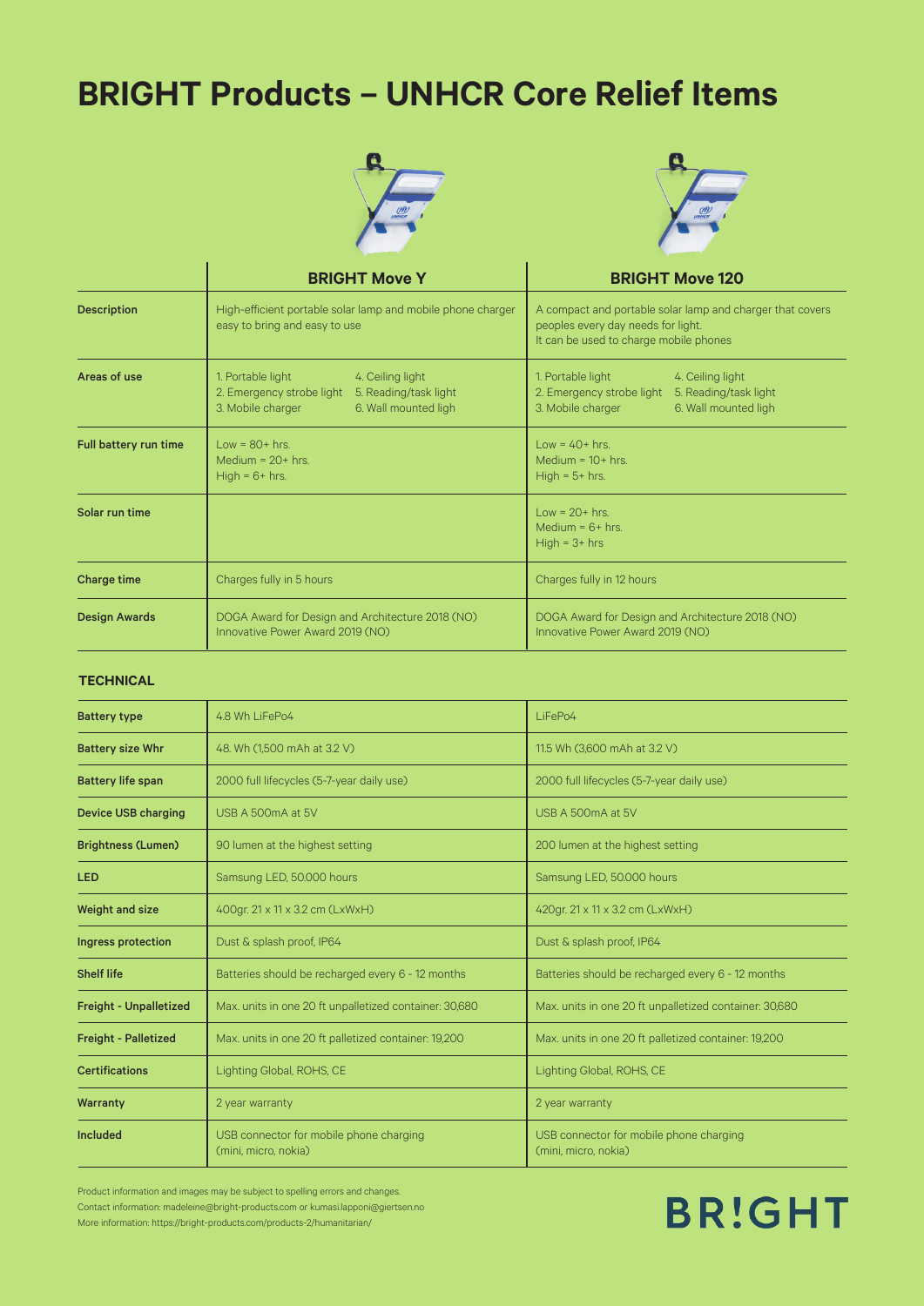# BRIGHT Products – UNHCR Core Relief Items

| | BRIGHT Move Y | BRIGHT Move 120 |
|---|---|---|
| **Description** | High-efficient portable solar lamp and mobile phone charger easy to bring and easy to use | A compact and portable solar lamp and charger that covers peoples every day needs for light. It can be used to charge mobile phones |
| **Areas of use** | 1. Portable light 2. Emergency strobe light 3. Mobile charger 4. Ceiling light 5. Reading/task light 6. Wall mounted ligh | 1. Portable light 2. Emergency strobe light 3. Mobile charger 4. Ceiling light 5. Reading/task light 6. Wall mounted ligh |
| **Full battery run time** | Low = 80+ hrs. Medium = 20+ hrs. High = 6+ hrs. | Low = 40+ hrs. Medium = 10+ hrs. High = 5+ hrs. |
| **Solar run time** | | Low = 20+ hrs. Medium = 6+ hrs. High = 3+ hrs |
| **Charge time** | Charges fully in 5 hours | Charges fully in 12 hours |
| **Design Awards** | DOGA Award for Design and Architecture 2018 (NO) Innovative Power Award 2019 (NO) | DOGA Award for Design and Architecture 2018 (NO) Innovative Power Award 2019 (NO) |

### TECHNICAL

| | | |
|---|---|---|
| **Battery type** | 4.8 Wh LiFePo4 | LiFePo4 |
| **Battery size Whr** | 48. Wh (1,500 mAh at 3.2 V) | 11.5 Wh (3,600 mAh at 3.2 V) |
| **Battery life span** | 2000 full lifecycles (5-7-year daily use) | 2000 full lifecycles (5-7-year daily use) |
| **Device USB charging** | USB A 500mA at 5V | USB A 500mA at 5V |
| **Brightness (Lumen)** | 90 lumen at the highest setting | 200 lumen at the highest setting |
| **LED** | Samsung LED, 50.000 hours | Samsung LED, 50.000 hours |
| **Weight and size** | 400gr. 21 x 11 x 3.2 cm (LxWxH) | 420gr. 21 x 11 x 3.2 cm (LxWxH) |
| **Ingress protection** | Dust & splash proof, IP64 | Dust & splash proof, IP64 |
| **Shelf life** | Batteries should be recharged every 6 - 12 months | Batteries should be recharged every 6 - 12 months |
| **Freight - Unpalletized** | Max. units in one 20 ft unpalletized container: 30,680 | Max. units in one 20 ft unpalletized container: 30,680 |
| **Freight - Palletized** | Max. units in one 20 ft palletized container: 19,200 | Max. units in one 20 ft palletized container: 19,200 |
| **Certifications** | Lighting Global, ROHS, CE | Lighting Global, ROHS, CE |
| **Warranty** | 2 year warranty | 2 year warranty |
| **Included** | USB connector for mobile phone charging (mini, micro, nokia) | USB connector for mobile phone charging (mini, micro, nokia) |

Product information and images may be subject to spelling errors and changes.
Contact information: madeleine@bright-products.com or kumasi.lapponi@giertsen.no
More information: https://bright-products.com/products-2/humanitarian/

BR!GHT